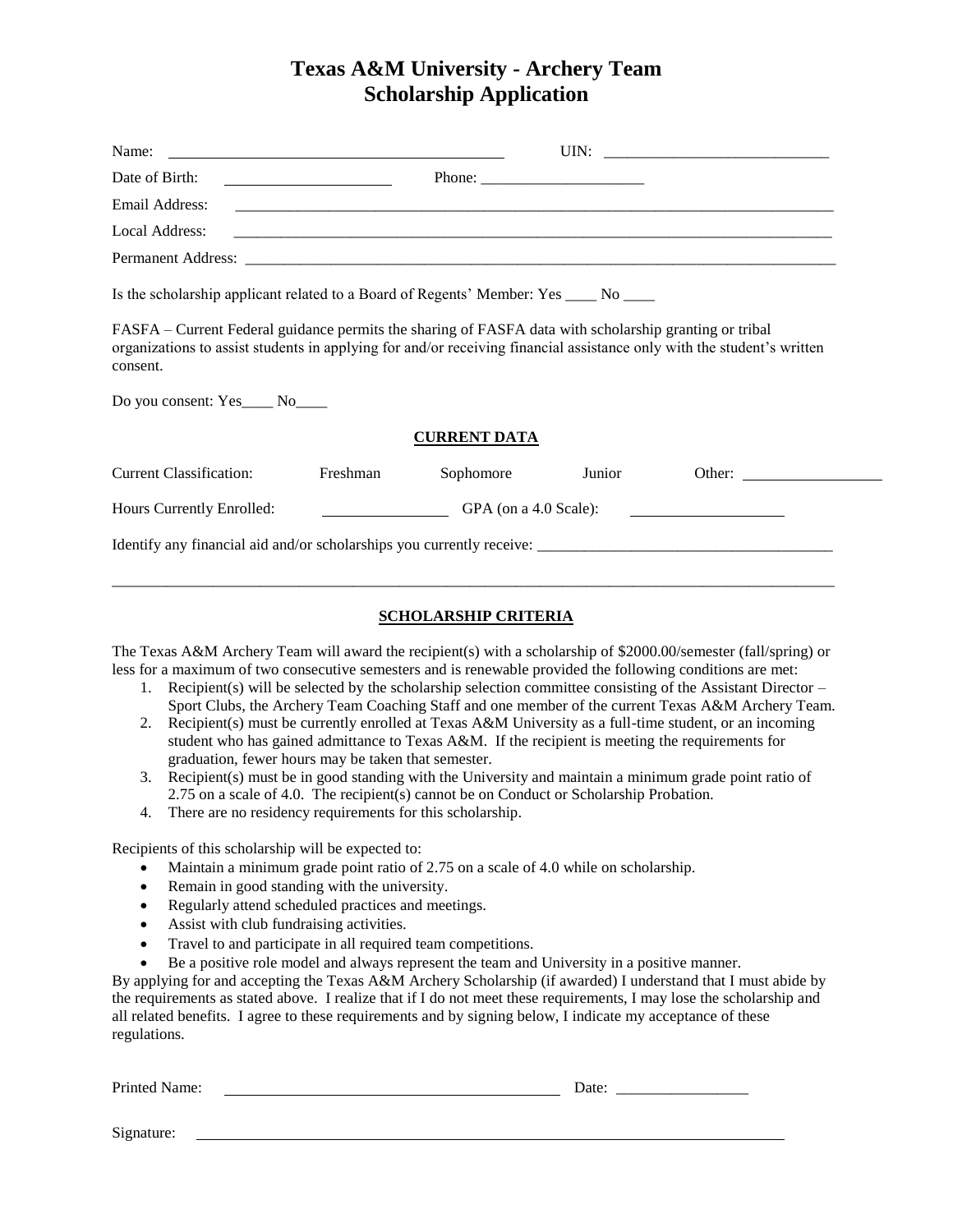# Texas A&M University - Archery Team
# Scholarship Application

Name: ____________________________________ UIN: ____________________________

Date of Birth: ____________________ Phone: ____________________

Email Address: ______________________________________________________________________________

Local Address: ______________________________________________________________________________

Permanent Address: __________________________________________________________________________

Is the scholarship applicant related to a Board of Regents' Member: Yes ____ No ____

FASFA – Current Federal guidance permits the sharing of FASFA data with scholarship granting or tribal organizations to assist students in applying for and/or receiving financial assistance only with the student's written consent.

Do you consent: Yes____ No____

## CURRENT DATA

Current Classification: Freshman Sophomore Junior Other: __________________

Hours Currently Enrolled: ______________ GPA (on a 4.0 Scale): __________________

Identify any financial aid and/or scholarships you currently receive: ______________________________________

___________________________________________________________________________________________

## SCHOLARSHIP CRITERIA

The Texas A&M Archery Team will award the recipient(s) with a scholarship of $2000.00/semester (fall/spring) or less for a maximum of two consecutive semesters and is renewable provided the following conditions are met:

1. Recipient(s) will be selected by the scholarship selection committee consisting of the Assistant Director – Sport Clubs, the Archery Team Coaching Staff and one member of the current Texas A&M Archery Team.
2. Recipient(s) must be currently enrolled at Texas A&M University as a full-time student, or an incoming student who has gained admittance to Texas A&M. If the recipient is meeting the requirements for graduation, fewer hours may be taken that semester.
3. Recipient(s) must be in good standing with the University and maintain a minimum grade point ratio of 2.75 on a scale of 4.0. The recipient(s) cannot be on Conduct or Scholarship Probation.
4. There are no residency requirements for this scholarship.

Recipients of this scholarship will be expected to:

- Maintain a minimum grade point ratio of 2.75 on a scale of 4.0 while on scholarship.
- Remain in good standing with the university.
- Regularly attend scheduled practices and meetings.
- Assist with club fundraising activities.
- Travel to and participate in all required team competitions.
- Be a positive role model and always represent the team and University in a positive manner.

By applying for and accepting the Texas A&M Archery Scholarship (if awarded) I understand that I must abide by the requirements as stated above. I realize that if I do not meet these requirements, I may lose the scholarship and all related benefits. I agree to these requirements and by signing below, I indicate my acceptance of these regulations.

Printed Name: ____________________________________ Date: __________________

Signature: ______________________________________________________________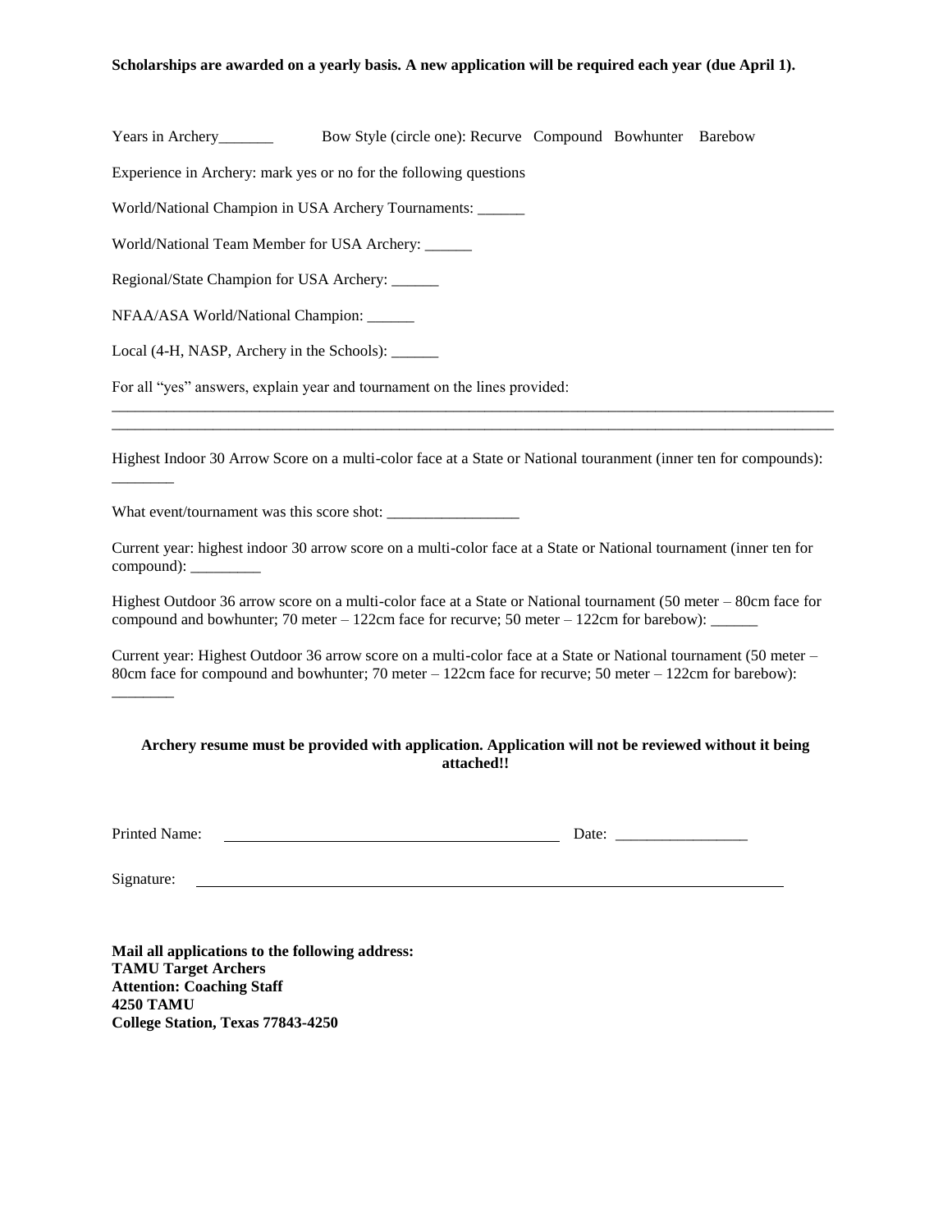**Scholarships are awarded on a yearly basis. A new application will be required each year (due April 1).**

Years in Archery_______ Bow Style (circle one): Recurve Compound Bowhunter Barebow

Experience in Archery: mark yes or no for the following questions

World/National Champion in USA Archery Tournaments: ______

World/National Team Member for USA Archery: ______

Regional/State Champion for USA Archery: ______

NFAA/ASA World/National Champion: ______

Local (4-H, NASP, Archery in the Schools): ______

For all "yes" answers, explain year and tournament on the lines provided:

____________________________________________________________________________________________

____________________________________________________________________________________________

Highest Indoor 30 Arrow Score on a multi-color face at a State or National touranment (inner ten for compounds): ________

What event/tournament was this score shot: _________________

Current year: highest indoor 30 arrow score on a multi-color face at a State or National tournament (inner ten for compound): _________

Highest Outdoor 36 arrow score on a multi-color face at a State or National tournament (50 meter – 80cm face for compound and bowhunter; 70 meter – 122cm face for recurve; 50 meter – 122cm for barebow): ______

Current year: Highest Outdoor 36 arrow score on a multi-color face at a State or National tournament (50 meter – 80cm face for compound and bowhunter; 70 meter – 122cm face for recurve; 50 meter – 122cm for barebow): ________

**Archery resume must be provided with application. Application will not be reviewed without it being attached!!**

Printed Name: ____________________________________________ Date: _________________

Signature: ________________________________________________________________________________

**Mail all applications to the following address:**
**TAMU Target Archers**
**Attention: Coaching Staff**
**4250 TAMU**
**College Station, Texas 77843-4250**